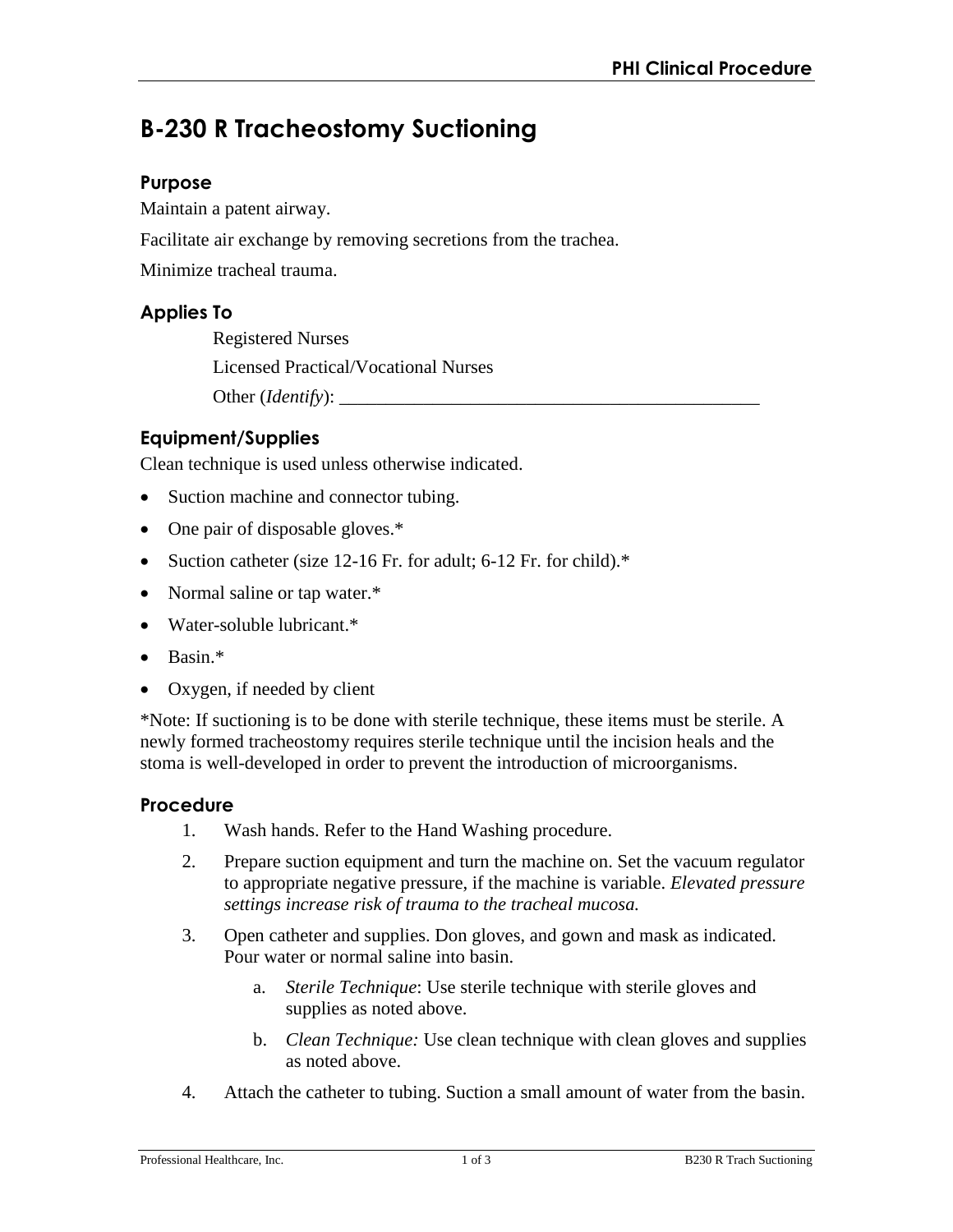# B-230 R Tracheostomy Suctioning

## Purpose

Maintain a patent airway.

Facilitate air exchange by removing secretions from the trachea.

Minimize tracheal trauma.

## Applies To

Registered Nurses

Licensed Practical/Vocational Nurses

Other (*Identify*): ____________________________________________

## Equipment/Supplies

Clean technique is used unless otherwise indicated.

- Suction machine and connector tubing.
- One pair of disposable gloves.*
- Suction catheter (size 12-16 Fr. for adult; 6-12 Fr. for child).*
- Normal saline or tap water.*
- Water-soluble lubricant.*
- Basin.*
- Oxygen, if needed by client

*Note: If suctioning is to be done with sterile technique, these items must be sterile. A newly formed tracheostomy requires sterile technique until the incision heals and the stoma is well-developed in order to prevent the introduction of microorganisms.

## Procedure

1. Wash hands. Refer to the Hand Washing procedure.
2. Prepare suction equipment and turn the machine on. Set the vacuum regulator to appropriate negative pressure, if the machine is variable. *Elevated pressure settings increase risk of trauma to the tracheal mucosa.*
3. Open catheter and supplies. Don gloves, and gown and mask as indicated. Pour water or normal saline into basin.
   a. *Sterile Technique*: Use sterile technique with sterile gloves and supplies as noted above.
   b. *Clean Technique:* Use clean technique with clean gloves and supplies as noted above.
4. Attach the catheter to tubing. Suction a small amount of water from the basin.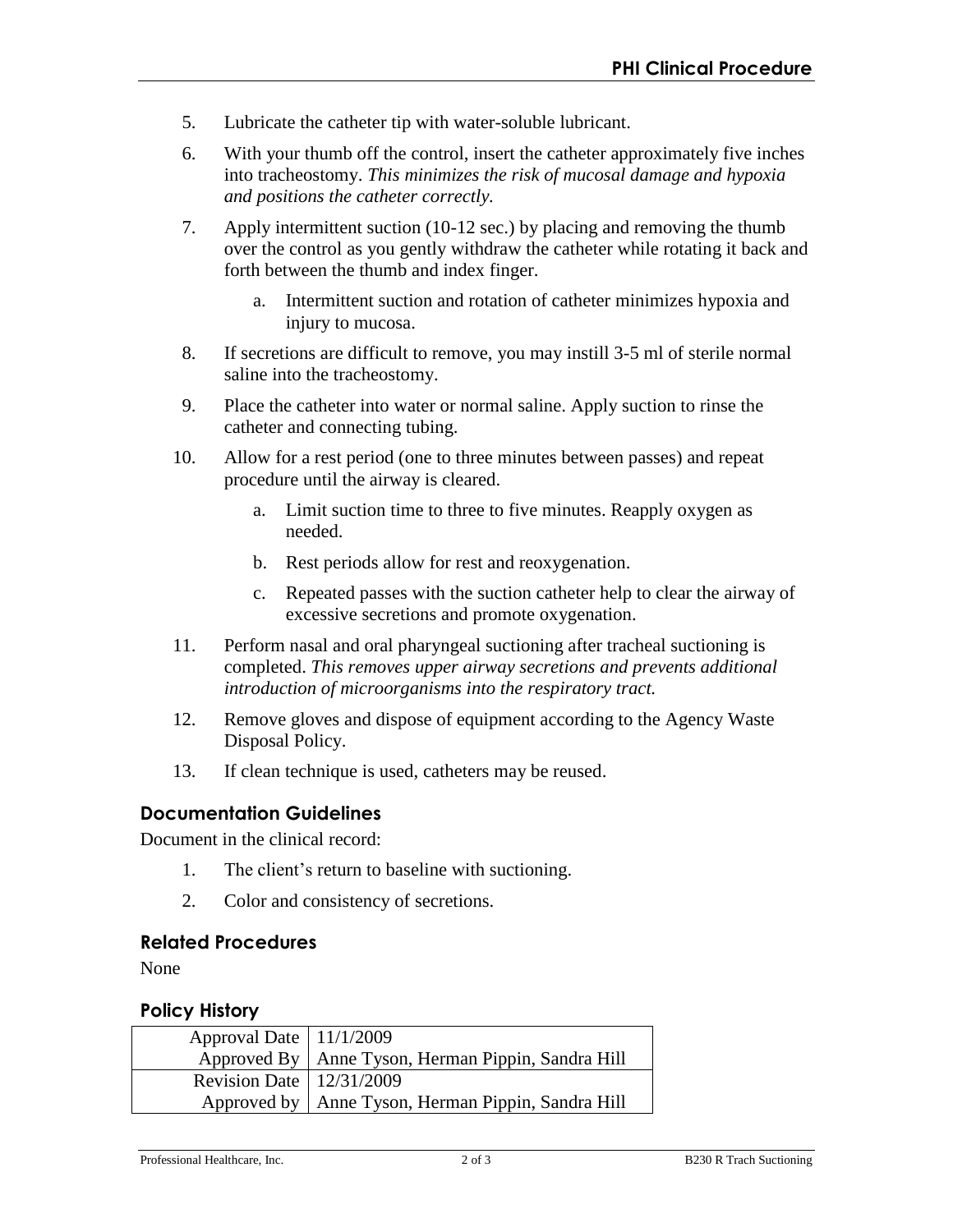5. Lubricate the catheter tip with water-soluble lubricant.
6. With your thumb off the control, insert the catheter approximately five inches into tracheostomy. *This minimizes the risk of mucosal damage and hypoxia and positions the catheter correctly.*
7. Apply intermittent suction (10-12 sec.) by placing and removing the thumb over the control as you gently withdraw the catheter while rotating it back and forth between the thumb and index finger.
   a. Intermittent suction and rotation of catheter minimizes hypoxia and injury to mucosa.
8. If secretions are difficult to remove, you may instill 3-5 ml of sterile normal saline into the tracheostomy.
9. Place the catheter into water or normal saline. Apply suction to rinse the catheter and connecting tubing.
10. Allow for a rest period (one to three minutes between passes) and repeat procedure until the airway is cleared.
    a. Limit suction time to three to five minutes. Reapply oxygen as needed.
    b. Rest periods allow for rest and reoxygenation.
    c. Repeated passes with the suction catheter help to clear the airway of excessive secretions and promote oxygenation.
11. Perform nasal and oral pharyngeal suctioning after tracheal suctioning is completed. *This removes upper airway secretions and prevents additional introduction of microorganisms into the respiratory tract.*
12. Remove gloves and dispose of equipment according to the Agency Waste Disposal Policy.
13. If clean technique is used, catheters may be reused.

## Documentation Guidelines

Document in the clinical record:

1. The client's return to baseline with suctioning.
2. Color and consistency of secretions.

## Related Procedures

None

## Policy History

| | |
|---|---|
| Approval Date | 11/1/2009 |
| Approved By | Anne Tyson, Herman Pippin, Sandra Hill |
| Revision Date | 12/31/2009 |
| Approved by | Anne Tyson, Herman Pippin, Sandra Hill |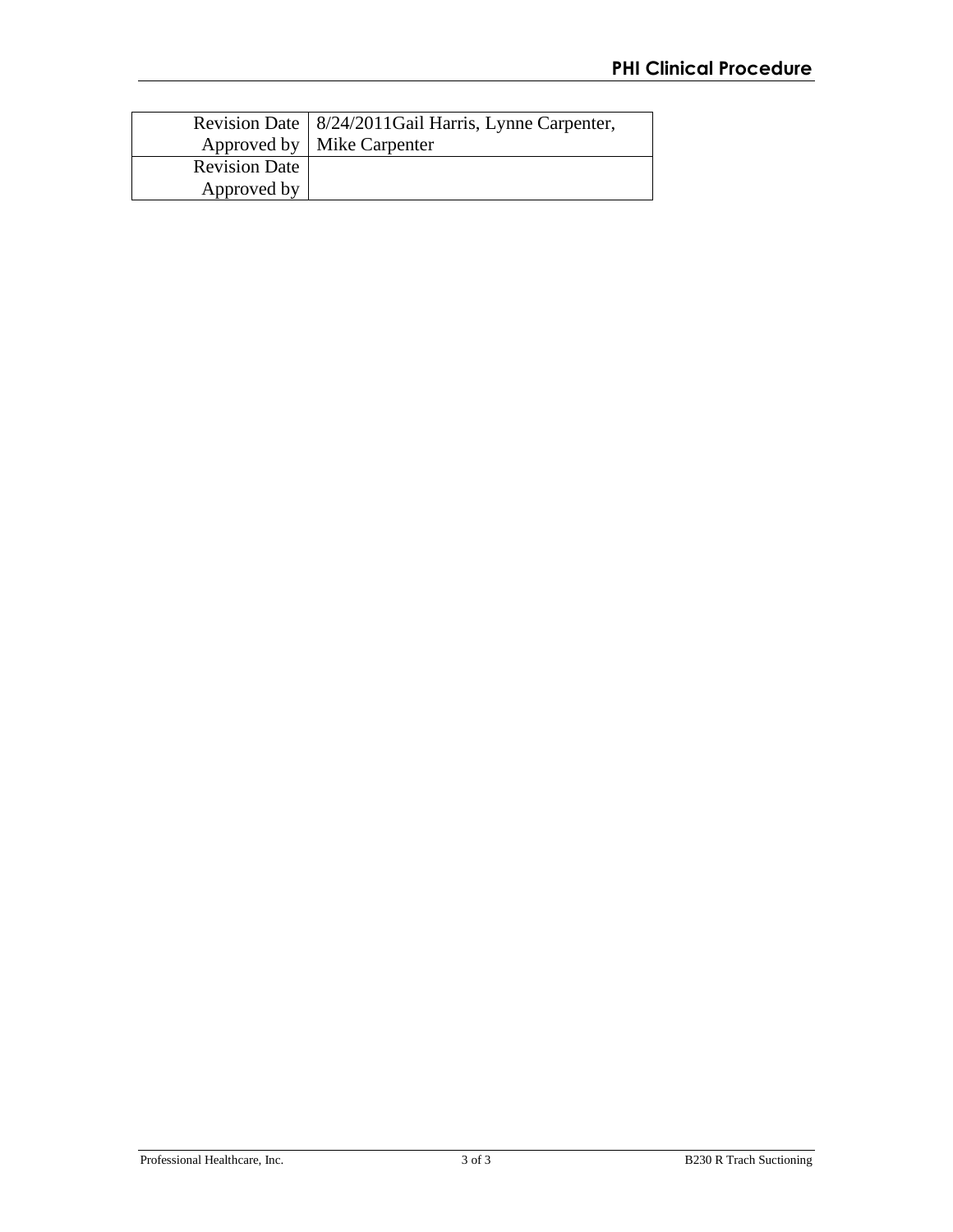| | |
|---|---|
| Revision Date<br>Approved by | 8/24/2011Gail Harris, Lynne Carpenter, Mike Carpenter |
| Revision Date<br>Approved by | |